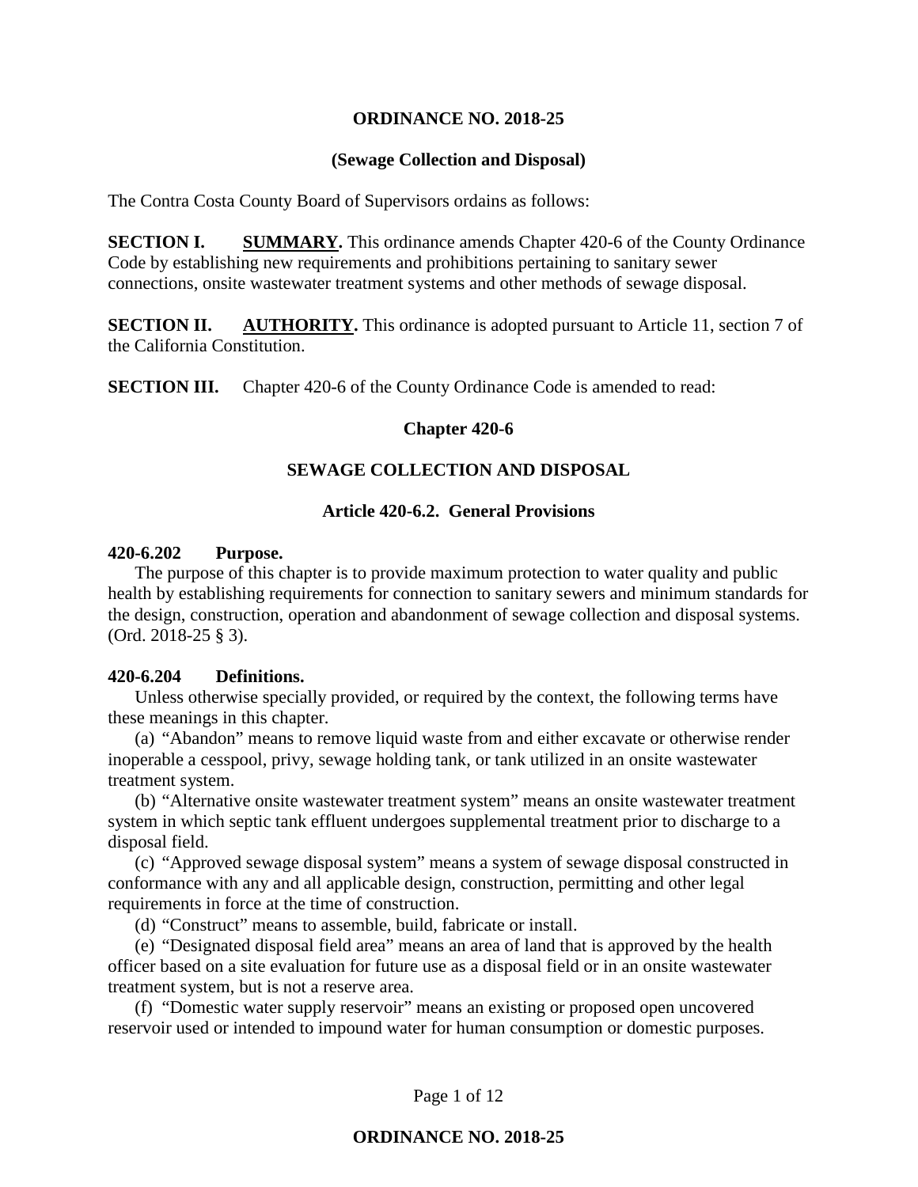# ORDINANCE NO. 2018-25

## (Sewage Collection and Disposal)

The Contra Costa County Board of Supervisors ordains as follows:

**SECTION I. SUMMARY.** This ordinance amends Chapter 420-6 of the County Ordinance Code by establishing new requirements and prohibitions pertaining to sanitary sewer connections, onsite wastewater treatment systems and other methods of sewage disposal.

**SECTION II. AUTHORITY.** This ordinance is adopted pursuant to Article 11, section 7 of the California Constitution.

**SECTION III.** Chapter 420-6 of the County Ordinance Code is amended to read:

## Chapter 420-6

## SEWAGE COLLECTION AND DISPOSAL

### Article 420-6.2. General Provisions

**420-6.202 Purpose.**

The purpose of this chapter is to provide maximum protection to water quality and public health by establishing requirements for connection to sanitary sewers and minimum standards for the design, construction, operation and abandonment of sewage collection and disposal systems. (Ord. 2018-25 § 3).

**420-6.204 Definitions.**

Unless otherwise specially provided, or required by the context, the following terms have these meanings in this chapter.

(a) "Abandon" means to remove liquid waste from and either excavate or otherwise render inoperable a cesspool, privy, sewage holding tank, or tank utilized in an onsite wastewater treatment system.

(b) "Alternative onsite wastewater treatment system" means an onsite wastewater treatment system in which septic tank effluent undergoes supplemental treatment prior to discharge to a disposal field.

(c) "Approved sewage disposal system" means a system of sewage disposal constructed in conformance with any and all applicable design, construction, permitting and other legal requirements in force at the time of construction.

(d) "Construct" means to assemble, build, fabricate or install.

(e) "Designated disposal field area" means an area of land that is approved by the health officer based on a site evaluation for future use as a disposal field or in an onsite wastewater treatment system, but is not a reserve area.

(f) "Domestic water supply reservoir" means an existing or proposed open uncovered reservoir used or intended to impound water for human consumption or domestic purposes.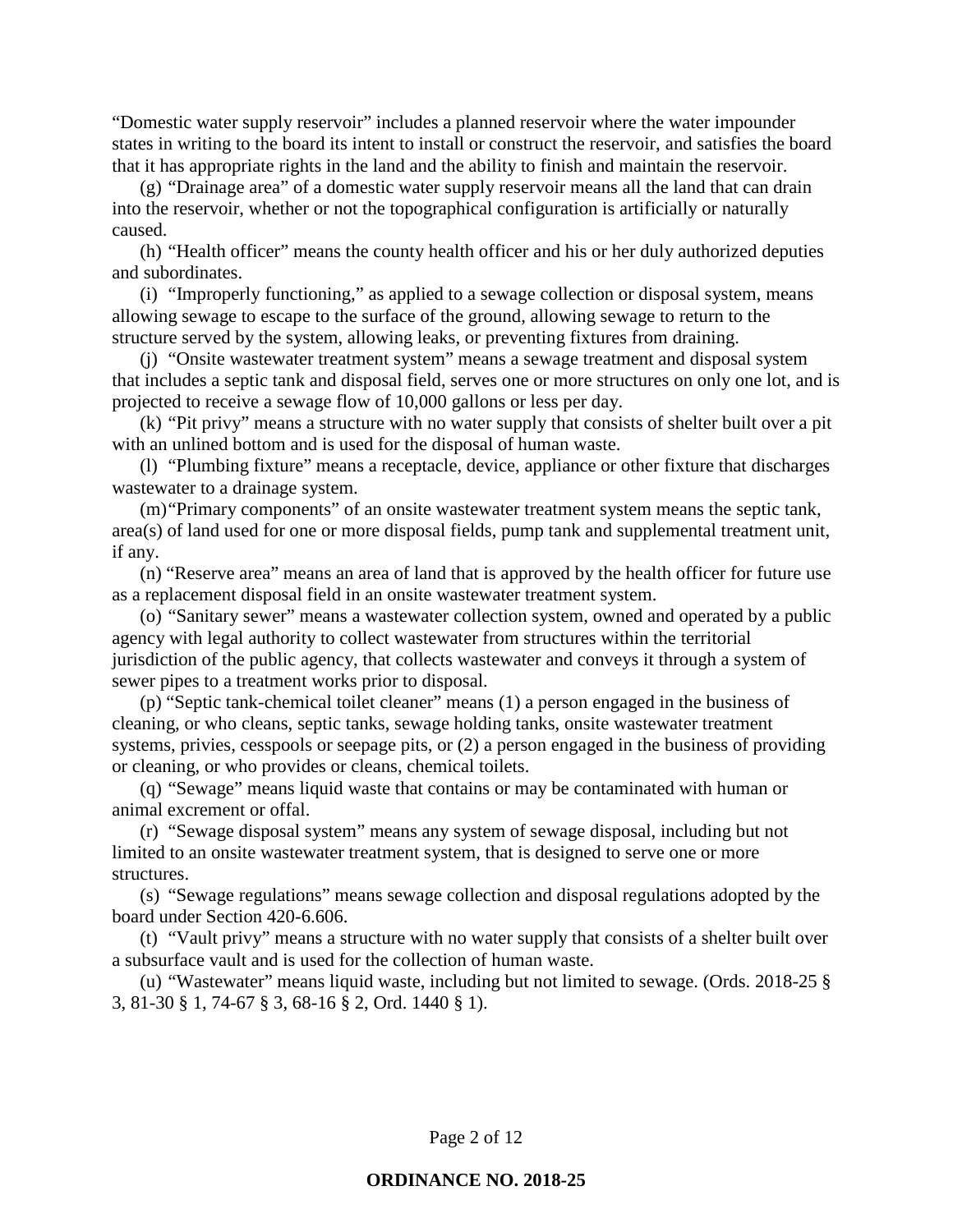"Domestic water supply reservoir" includes a planned reservoir where the water impounder states in writing to the board its intent to install or construct the reservoir, and satisfies the board that it has appropriate rights in the land and the ability to finish and maintain the reservoir.

(g) "Drainage area" of a domestic water supply reservoir means all the land that can drain into the reservoir, whether or not the topographical configuration is artificially or naturally caused.

(h) "Health officer" means the county health officer and his or her duly authorized deputies and subordinates.

(i) "Improperly functioning," as applied to a sewage collection or disposal system, means allowing sewage to escape to the surface of the ground, allowing sewage to return to the structure served by the system, allowing leaks, or preventing fixtures from draining.

(j) "Onsite wastewater treatment system" means a sewage treatment and disposal system that includes a septic tank and disposal field, serves one or more structures on only one lot, and is projected to receive a sewage flow of 10,000 gallons or less per day.

(k) "Pit privy" means a structure with no water supply that consists of shelter built over a pit with an unlined bottom and is used for the disposal of human waste.

(l) "Plumbing fixture" means a receptacle, device, appliance or other fixture that discharges wastewater to a drainage system.

(m) "Primary components" of an onsite wastewater treatment system means the septic tank, area(s) of land used for one or more disposal fields, pump tank and supplemental treatment unit, if any.

(n) "Reserve area" means an area of land that is approved by the health officer for future use as a replacement disposal field in an onsite wastewater treatment system.

(o) "Sanitary sewer" means a wastewater collection system, owned and operated by a public agency with legal authority to collect wastewater from structures within the territorial jurisdiction of the public agency, that collects wastewater and conveys it through a system of sewer pipes to a treatment works prior to disposal.

(p) "Septic tank-chemical toilet cleaner" means (1) a person engaged in the business of cleaning, or who cleans, septic tanks, sewage holding tanks, onsite wastewater treatment systems, privies, cesspools or seepage pits, or (2) a person engaged in the business of providing or cleaning, or who provides or cleans, chemical toilets.

(q) "Sewage" means liquid waste that contains or may be contaminated with human or animal excrement or offal.

(r) "Sewage disposal system" means any system of sewage disposal, including but not limited to an onsite wastewater treatment system, that is designed to serve one or more structures.

(s) "Sewage regulations" means sewage collection and disposal regulations adopted by the board under Section 420-6.606.

(t) "Vault privy" means a structure with no water supply that consists of a shelter built over a subsurface vault and is used for the collection of human waste.

(u) "Wastewater" means liquid waste, including but not limited to sewage. (Ords. 2018-25 § 3, 81-30 § 1, 74-67 § 3, 68-16 § 2, Ord. 1440 § 1).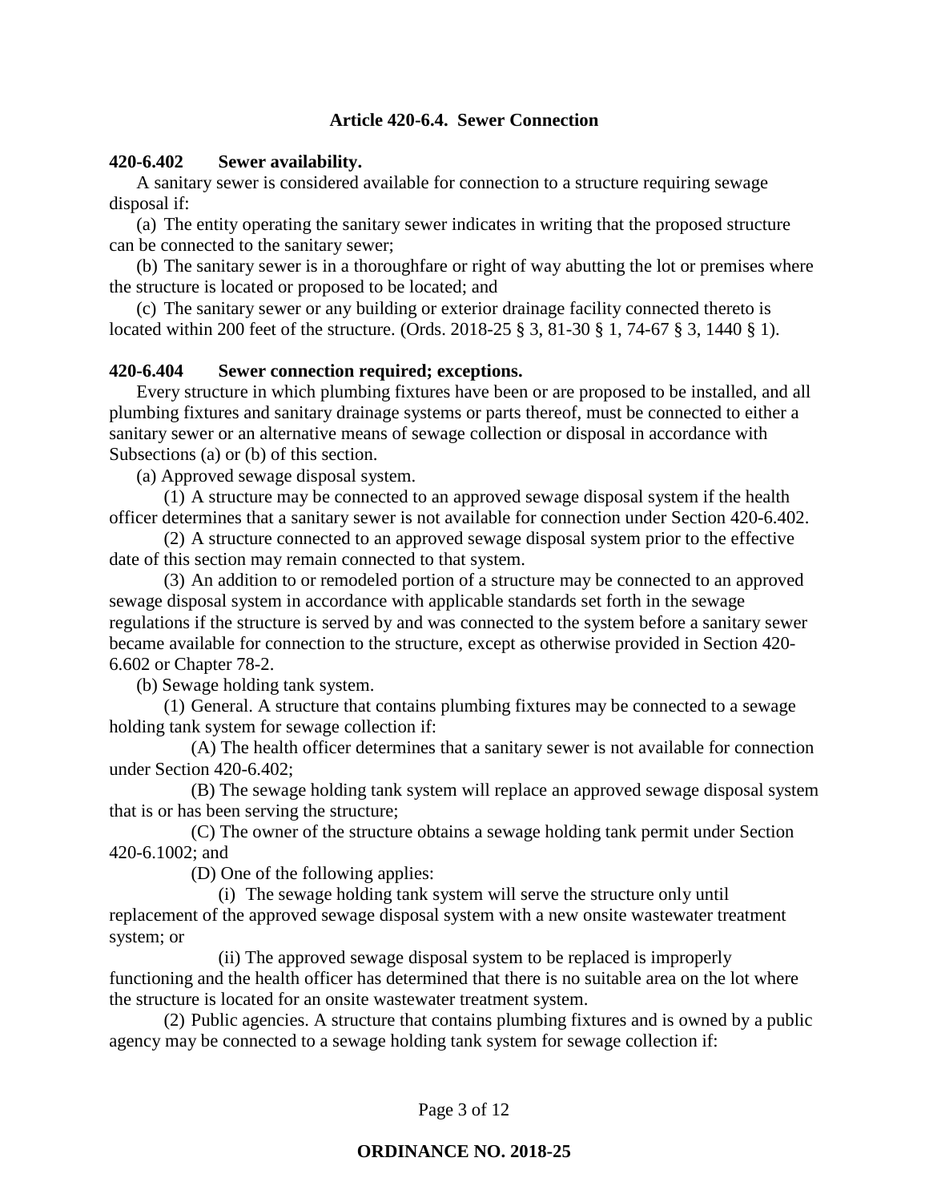## Article 420-6.4. Sewer Connection

**420-6.402 Sewer availability.**

A sanitary sewer is considered available for connection to a structure requiring sewage disposal if:

(a) The entity operating the sanitary sewer indicates in writing that the proposed structure can be connected to the sanitary sewer;

(b) The sanitary sewer is in a thoroughfare or right of way abutting the lot or premises where the structure is located or proposed to be located; and

(c) The sanitary sewer or any building or exterior drainage facility connected thereto is located within 200 feet of the structure. (Ords. 2018-25 § 3, 81-30 § 1, 74-67 § 3, 1440 § 1).

**420-6.404 Sewer connection required; exceptions.**

Every structure in which plumbing fixtures have been or are proposed to be installed, and all plumbing fixtures and sanitary drainage systems or parts thereof, must be connected to either a sanitary sewer or an alternative means of sewage collection or disposal in accordance with Subsections (a) or (b) of this section.

(a) Approved sewage disposal system.

(1) A structure may be connected to an approved sewage disposal system if the health officer determines that a sanitary sewer is not available for connection under Section 420-6.402.

(2) A structure connected to an approved sewage disposal system prior to the effective date of this section may remain connected to that system.

(3) An addition to or remodeled portion of a structure may be connected to an approved sewage disposal system in accordance with applicable standards set forth in the sewage regulations if the structure is served by and was connected to the system before a sanitary sewer became available for connection to the structure, except as otherwise provided in Section 420-6.602 or Chapter 78-2.

(b) Sewage holding tank system.

(1) General. A structure that contains plumbing fixtures may be connected to a sewage holding tank system for sewage collection if:

(A) The health officer determines that a sanitary sewer is not available for connection under Section 420-6.402;

(B) The sewage holding tank system will replace an approved sewage disposal system that is or has been serving the structure;

(C) The owner of the structure obtains a sewage holding tank permit under Section 420-6.1002; and

(D) One of the following applies:

(i) The sewage holding tank system will serve the structure only until replacement of the approved sewage disposal system with a new onsite wastewater treatment system; or

(ii) The approved sewage disposal system to be replaced is improperly functioning and the health officer has determined that there is no suitable area on the lot where the structure is located for an onsite wastewater treatment system.

(2) Public agencies. A structure that contains plumbing fixtures and is owned by a public agency may be connected to a sewage holding tank system for sewage collection if: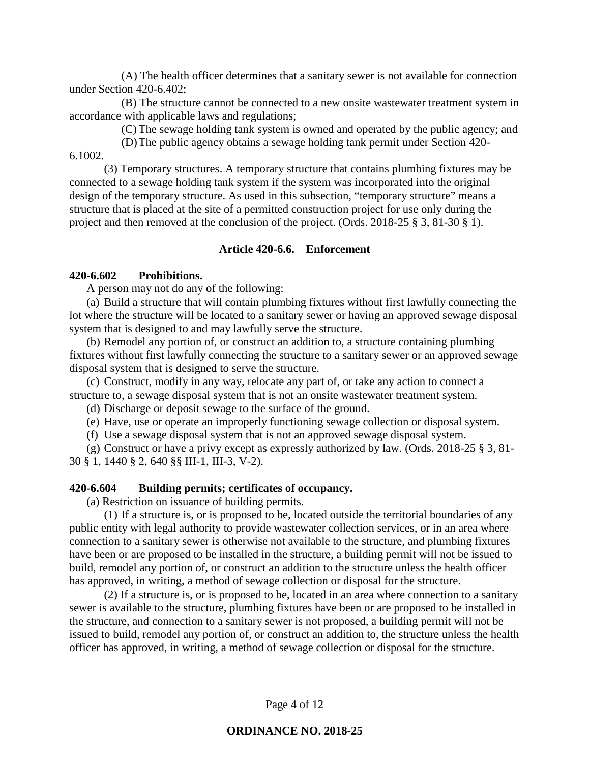(A) The health officer determines that a sanitary sewer is not available for connection under Section 420-6.402;

(B) The structure cannot be connected to a new onsite wastewater treatment system in accordance with applicable laws and regulations;

(C) The sewage holding tank system is owned and operated by the public agency; and

(D) The public agency obtains a sewage holding tank permit under Section 420-6.1002.

(3) Temporary structures. A temporary structure that contains plumbing fixtures may be connected to a sewage holding tank system if the system was incorporated into the original design of the temporary structure. As used in this subsection, "temporary structure" means a structure that is placed at the site of a permitted construction project for use only during the project and then removed at the conclusion of the project. (Ords. 2018-25 § 3, 81-30 § 1).

### Article 420-6.6. Enforcement

**420-6.602 Prohibitions.**

A person may not do any of the following:

(a) Build a structure that will contain plumbing fixtures without first lawfully connecting the lot where the structure will be located to a sanitary sewer or having an approved sewage disposal system that is designed to and may lawfully serve the structure.

(b) Remodel any portion of, or construct an addition to, a structure containing plumbing fixtures without first lawfully connecting the structure to a sanitary sewer or an approved sewage disposal system that is designed to serve the structure.

(c) Construct, modify in any way, relocate any part of, or take any action to connect a structure to, a sewage disposal system that is not an onsite wastewater treatment system.

(d) Discharge or deposit sewage to the surface of the ground.

(e) Have, use or operate an improperly functioning sewage collection or disposal system.

(f) Use a sewage disposal system that is not an approved sewage disposal system.

(g) Construct or have a privy except as expressly authorized by law. (Ords. 2018-25 § 3, 81-30 § 1, 1440 § 2, 640 §§ III-1, III-3, V-2).

**420-6.604 Building permits; certificates of occupancy.**

(a) Restriction on issuance of building permits.

(1) If a structure is, or is proposed to be, located outside the territorial boundaries of any public entity with legal authority to provide wastewater collection services, or in an area where connection to a sanitary sewer is otherwise not available to the structure, and plumbing fixtures have been or are proposed to be installed in the structure, a building permit will not be issued to build, remodel any portion of, or construct an addition to the structure unless the health officer has approved, in writing, a method of sewage collection or disposal for the structure.

(2) If a structure is, or is proposed to be, located in an area where connection to a sanitary sewer is available to the structure, plumbing fixtures have been or are proposed to be installed in the structure, and connection to a sanitary sewer is not proposed, a building permit will not be issued to build, remodel any portion of, or construct an addition to, the structure unless the health officer has approved, in writing, a method of sewage collection or disposal for the structure.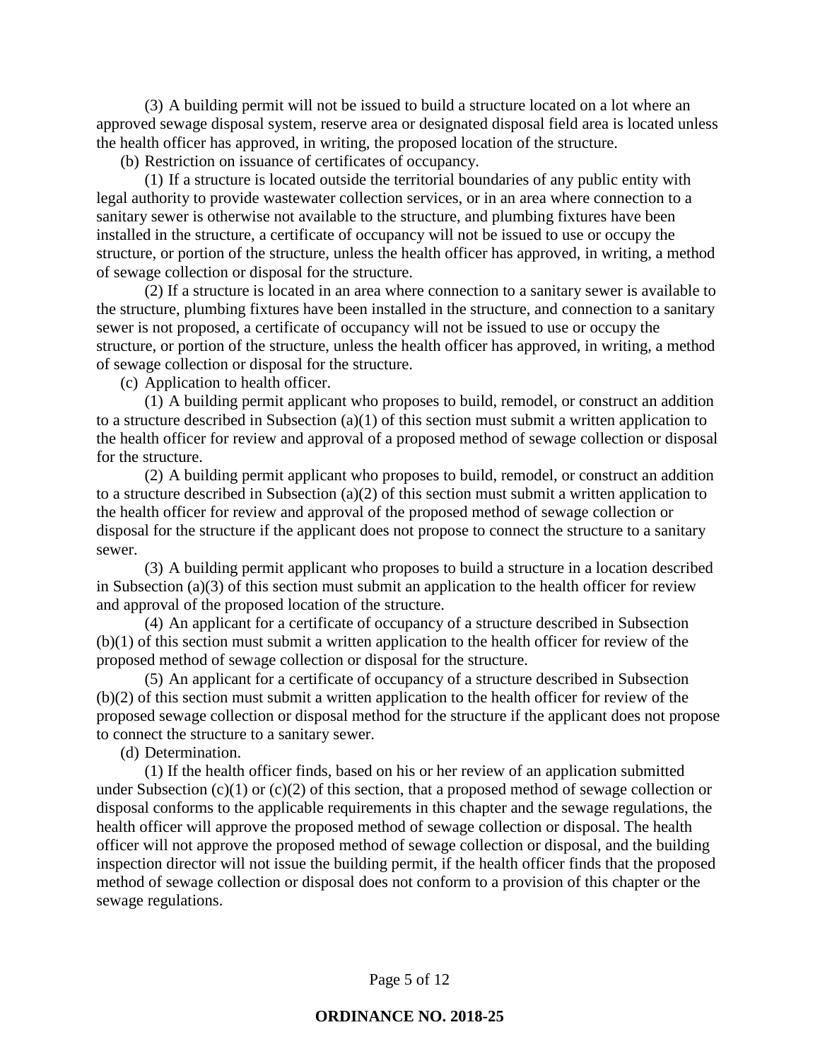(3) A building permit will not be issued to build a structure located on a lot where an approved sewage disposal system, reserve area or designated disposal field area is located unless the health officer has approved, in writing, the proposed location of the structure.

(b) Restriction on issuance of certificates of occupancy.

(1) If a structure is located outside the territorial boundaries of any public entity with legal authority to provide wastewater collection services, or in an area where connection to a sanitary sewer is otherwise not available to the structure, and plumbing fixtures have been installed in the structure, a certificate of occupancy will not be issued to use or occupy the structure, or portion of the structure, unless the health officer has approved, in writing, a method of sewage collection or disposal for the structure.

(2) If a structure is located in an area where connection to a sanitary sewer is available to the structure, plumbing fixtures have been installed in the structure, and connection to a sanitary sewer is not proposed, a certificate of occupancy will not be issued to use or occupy the structure, or portion of the structure, unless the health officer has approved, in writing, a method of sewage collection or disposal for the structure.

(c) Application to health officer.

(1) A building permit applicant who proposes to build, remodel, or construct an addition to a structure described in Subsection (a)(1) of this section must submit a written application to the health officer for review and approval of a proposed method of sewage collection or disposal for the structure.

(2) A building permit applicant who proposes to build, remodel, or construct an addition to a structure described in Subsection (a)(2) of this section must submit a written application to the health officer for review and approval of the proposed method of sewage collection or disposal for the structure if the applicant does not propose to connect the structure to a sanitary sewer.

(3) A building permit applicant who proposes to build a structure in a location described in Subsection (a)(3) of this section must submit an application to the health officer for review and approval of the proposed location of the structure.

(4) An applicant for a certificate of occupancy of a structure described in Subsection (b)(1) of this section must submit a written application to the health officer for review of the proposed method of sewage collection or disposal for the structure.

(5) An applicant for a certificate of occupancy of a structure described in Subsection (b)(2) of this section must submit a written application to the health officer for review of the proposed sewage collection or disposal method for the structure if the applicant does not propose to connect the structure to a sanitary sewer.

(d) Determination.

(1) If the health officer finds, based on his or her review of an application submitted under Subsection (c)(1) or (c)(2) of this section, that a proposed method of sewage collection or disposal conforms to the applicable requirements in this chapter and the sewage regulations, the health officer will approve the proposed method of sewage collection or disposal. The health officer will not approve the proposed method of sewage collection or disposal, and the building inspection director will not issue the building permit, if the health officer finds that the proposed method of sewage collection or disposal does not conform to a provision of this chapter or the sewage regulations.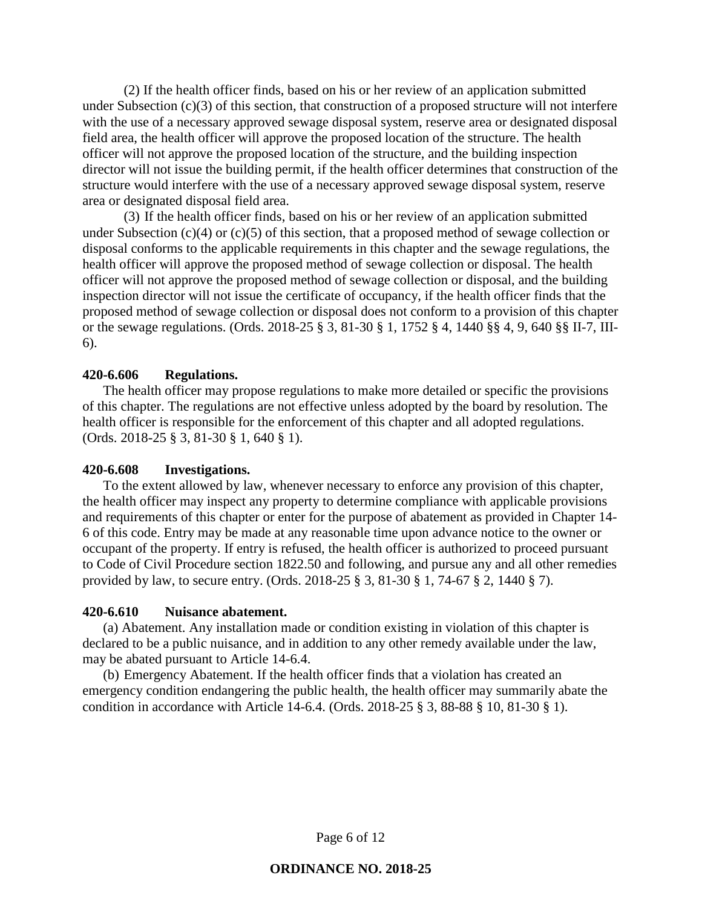(2) If the health officer finds, based on his or her review of an application submitted under Subsection (c)(3) of this section, that construction of a proposed structure will not interfere with the use of a necessary approved sewage disposal system, reserve area or designated disposal field area, the health officer will approve the proposed location of the structure. The health officer will not approve the proposed location of the structure, and the building inspection director will not issue the building permit, if the health officer determines that construction of the structure would interfere with the use of a necessary approved sewage disposal system, reserve area or designated disposal field area.

(3) If the health officer finds, based on his or her review of an application submitted under Subsection (c)(4) or (c)(5) of this section, that a proposed method of sewage collection or disposal conforms to the applicable requirements in this chapter and the sewage regulations, the health officer will approve the proposed method of sewage collection or disposal. The health officer will not approve the proposed method of sewage collection or disposal, and the building inspection director will not issue the certificate of occupancy, if the health officer finds that the proposed method of sewage collection or disposal does not conform to a provision of this chapter or the sewage regulations. (Ords. 2018-25 § 3, 81-30 § 1, 1752 § 4, 1440 §§ 4, 9, 640 §§ II-7, III-6).

**420-6.606 Regulations.**

The health officer may propose regulations to make more detailed or specific the provisions of this chapter. The regulations are not effective unless adopted by the board by resolution. The health officer is responsible for the enforcement of this chapter and all adopted regulations. (Ords. 2018-25 § 3, 81-30 § 1, 640 § 1).

**420-6.608 Investigations.**

To the extent allowed by law, whenever necessary to enforce any provision of this chapter, the health officer may inspect any property to determine compliance with applicable provisions and requirements of this chapter or enter for the purpose of abatement as provided in Chapter 14-6 of this code. Entry may be made at any reasonable time upon advance notice to the owner or occupant of the property. If entry is refused, the health officer is authorized to proceed pursuant to Code of Civil Procedure section 1822.50 and following, and pursue any and all other remedies provided by law, to secure entry. (Ords. 2018-25 § 3, 81-30 § 1, 74-67 § 2, 1440 § 7).

**420-6.610 Nuisance abatement.**

(a) Abatement. Any installation made or condition existing in violation of this chapter is declared to be a public nuisance, and in addition to any other remedy available under the law, may be abated pursuant to Article 14-6.4.

(b) Emergency Abatement. If the health officer finds that a violation has created an emergency condition endangering the public health, the health officer may summarily abate the condition in accordance with Article 14-6.4. (Ords. 2018-25 § 3, 88-88 § 10, 81-30 § 1).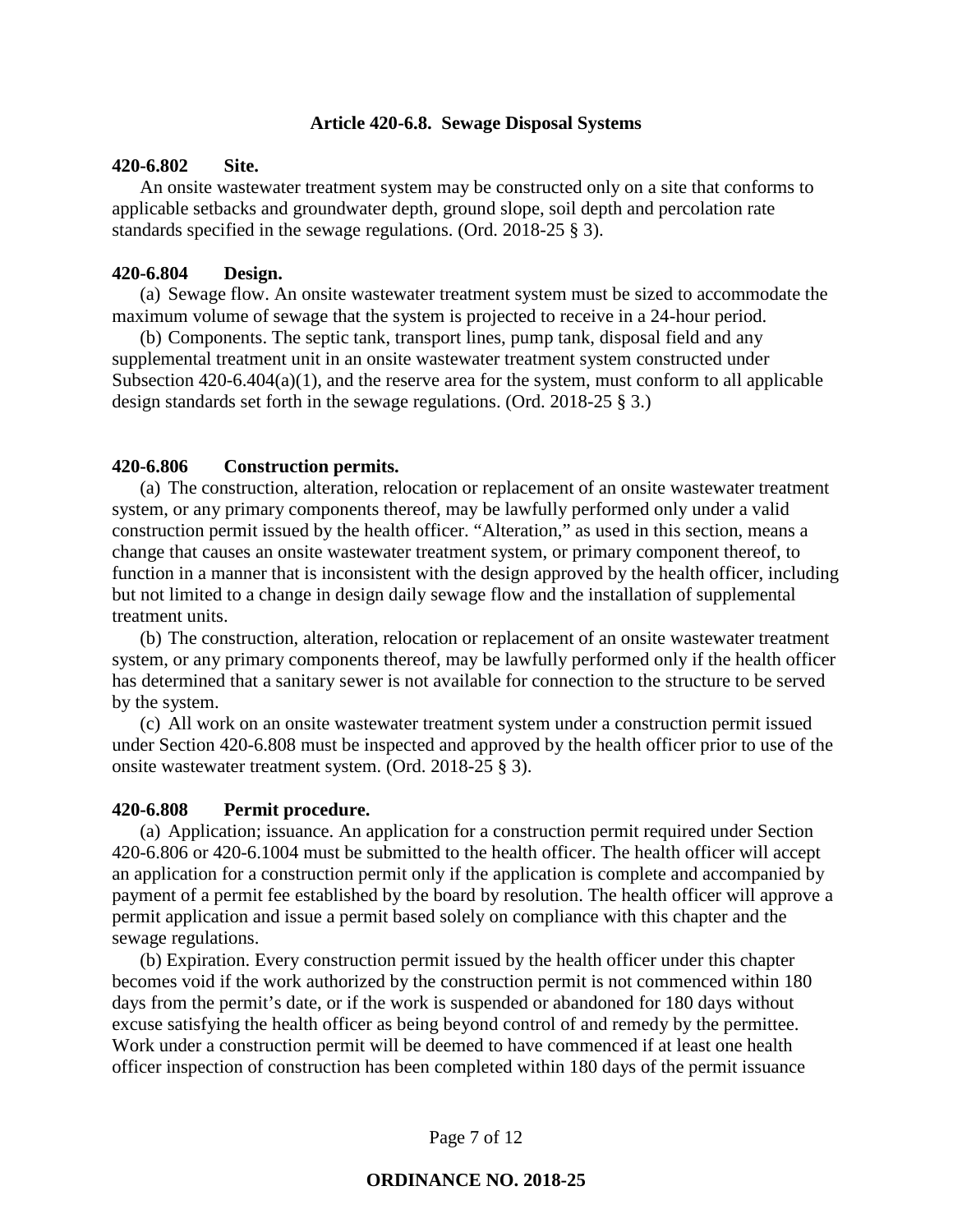## Article 420-6.8. Sewage Disposal Systems

**420-6.802 Site.**

An onsite wastewater treatment system may be constructed only on a site that conforms to applicable setbacks and groundwater depth, ground slope, soil depth and percolation rate standards specified in the sewage regulations. (Ord. 2018-25 § 3).

**420-6.804 Design.**

(a) Sewage flow. An onsite wastewater treatment system must be sized to accommodate the maximum volume of sewage that the system is projected to receive in a 24-hour period.

(b) Components. The septic tank, transport lines, pump tank, disposal field and any supplemental treatment unit in an onsite wastewater treatment system constructed under Subsection 420-6.404(a)(1), and the reserve area for the system, must conform to all applicable design standards set forth in the sewage regulations. (Ord. 2018-25 § 3.)

**420-6.806 Construction permits.**

(a) The construction, alteration, relocation or replacement of an onsite wastewater treatment system, or any primary components thereof, may be lawfully performed only under a valid construction permit issued by the health officer. "Alteration," as used in this section, means a change that causes an onsite wastewater treatment system, or primary component thereof, to function in a manner that is inconsistent with the design approved by the health officer, including but not limited to a change in design daily sewage flow and the installation of supplemental treatment units.

(b) The construction, alteration, relocation or replacement of an onsite wastewater treatment system, or any primary components thereof, may be lawfully performed only if the health officer has determined that a sanitary sewer is not available for connection to the structure to be served by the system.

(c) All work on an onsite wastewater treatment system under a construction permit issued under Section 420-6.808 must be inspected and approved by the health officer prior to use of the onsite wastewater treatment system. (Ord. 2018-25 § 3).

**420-6.808 Permit procedure.**

(a) Application; issuance. An application for a construction permit required under Section 420-6.806 or 420-6.1004 must be submitted to the health officer. The health officer will accept an application for a construction permit only if the application is complete and accompanied by payment of a permit fee established by the board by resolution. The health officer will approve a permit application and issue a permit based solely on compliance with this chapter and the sewage regulations.

(b) Expiration. Every construction permit issued by the health officer under this chapter becomes void if the work authorized by the construction permit is not commenced within 180 days from the permit's date, or if the work is suspended or abandoned for 180 days without excuse satisfying the health officer as being beyond control of and remedy by the permittee. Work under a construction permit will be deemed to have commenced if at least one health officer inspection of construction has been completed within 180 days of the permit issuance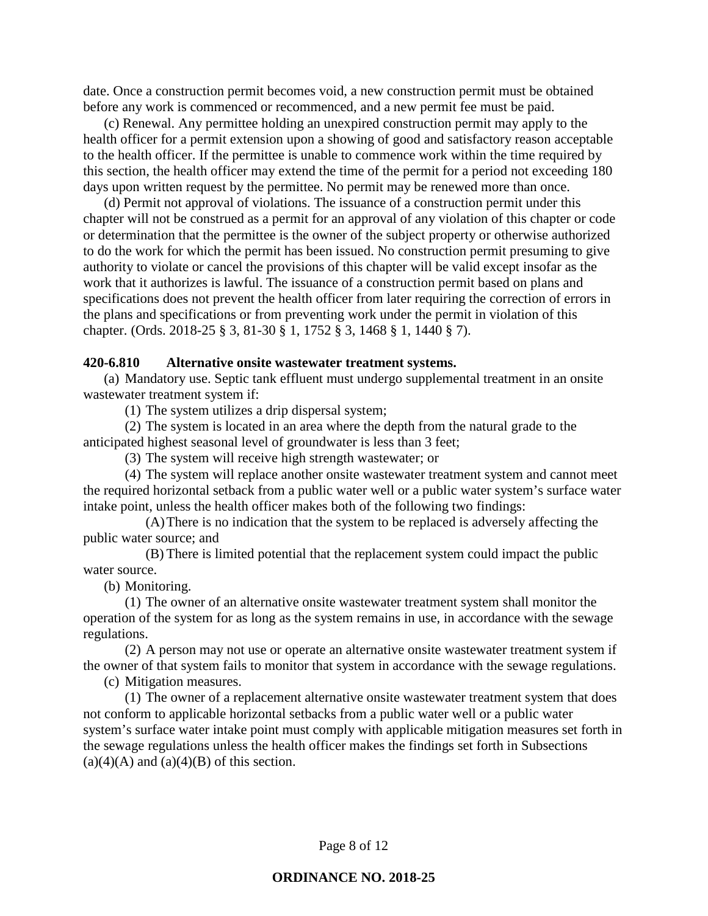date. Once a construction permit becomes void, a new construction permit must be obtained before any work is commenced or recommenced, and a new permit fee must be paid.

(c) Renewal. Any permittee holding an unexpired construction permit may apply to the health officer for a permit extension upon a showing of good and satisfactory reason acceptable to the health officer. If the permittee is unable to commence work within the time required by this section, the health officer may extend the time of the permit for a period not exceeding 180 days upon written request by the permittee. No permit may be renewed more than once.

(d) Permit not approval of violations. The issuance of a construction permit under this chapter will not be construed as a permit for an approval of any violation of this chapter or code or determination that the permittee is the owner of the subject property or otherwise authorized to do the work for which the permit has been issued. No construction permit presuming to give authority to violate or cancel the provisions of this chapter will be valid except insofar as the work that it authorizes is lawful. The issuance of a construction permit based on plans and specifications does not prevent the health officer from later requiring the correction of errors in the plans and specifications or from preventing work under the permit in violation of this chapter. (Ords. 2018-25 § 3, 81-30 § 1, 1752 § 3, 1468 § 1, 1440 § 7).

**420-6.810 Alternative onsite wastewater treatment systems.**

(a) Mandatory use. Septic tank effluent must undergo supplemental treatment in an onsite wastewater treatment system if:

(1) The system utilizes a drip dispersal system;

(2) The system is located in an area where the depth from the natural grade to the anticipated highest seasonal level of groundwater is less than 3 feet;

(3) The system will receive high strength wastewater; or

(4) The system will replace another onsite wastewater treatment system and cannot meet the required horizontal setback from a public water well or a public water system's surface water intake point, unless the health officer makes both of the following two findings:

(A) There is no indication that the system to be replaced is adversely affecting the public water source; and

(B) There is limited potential that the replacement system could impact the public water source.

(b) Monitoring.

(1) The owner of an alternative onsite wastewater treatment system shall monitor the operation of the system for as long as the system remains in use, in accordance with the sewage regulations.

(2) A person may not use or operate an alternative onsite wastewater treatment system if the owner of that system fails to monitor that system in accordance with the sewage regulations.

(c) Mitigation measures.

(1) The owner of a replacement alternative onsite wastewater treatment system that does not conform to applicable horizontal setbacks from a public water well or a public water system's surface water intake point must comply with applicable mitigation measures set forth in the sewage regulations unless the health officer makes the findings set forth in Subsections (a)(4)(A) and (a)(4)(B) of this section.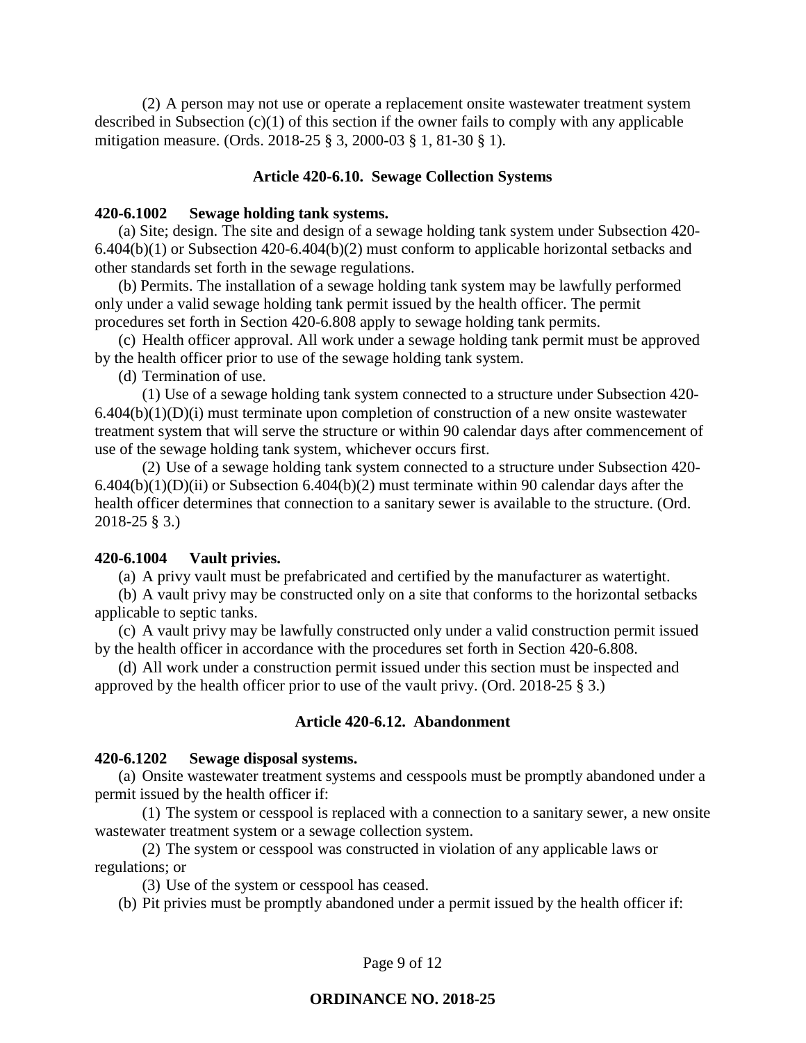(2) A person may not use or operate a replacement onsite wastewater treatment system described in Subsection (c)(1) of this section if the owner fails to comply with any applicable mitigation measure. (Ords. 2018-25 § 3, 2000-03 § 1, 81-30 § 1).

### Article 420-6.10. Sewage Collection Systems

**420-6.1002 Sewage holding tank systems.**

(a) Site; design. The site and design of a sewage holding tank system under Subsection 420-6.404(b)(1) or Subsection 420-6.404(b)(2) must conform to applicable horizontal setbacks and other standards set forth in the sewage regulations.

(b) Permits. The installation of a sewage holding tank system may be lawfully performed only under a valid sewage holding tank permit issued by the health officer. The permit procedures set forth in Section 420-6.808 apply to sewage holding tank permits.

(c) Health officer approval. All work under a sewage holding tank permit must be approved by the health officer prior to use of the sewage holding tank system.

(d) Termination of use.

(1) Use of a sewage holding tank system connected to a structure under Subsection 420-6.404(b)(1)(D)(i) must terminate upon completion of construction of a new onsite wastewater treatment system that will serve the structure or within 90 calendar days after commencement of use of the sewage holding tank system, whichever occurs first.

(2) Use of a sewage holding tank system connected to a structure under Subsection 420-6.404(b)(1)(D)(ii) or Subsection 6.404(b)(2) must terminate within 90 calendar days after the health officer determines that connection to a sanitary sewer is available to the structure. (Ord. 2018-25 § 3.)

**420-6.1004 Vault privies.**

(a) A privy vault must be prefabricated and certified by the manufacturer as watertight.

(b) A vault privy may be constructed only on a site that conforms to the horizontal setbacks applicable to septic tanks.

(c) A vault privy may be lawfully constructed only under a valid construction permit issued by the health officer in accordance with the procedures set forth in Section 420-6.808.

(d) All work under a construction permit issued under this section must be inspected and approved by the health officer prior to use of the vault privy. (Ord. 2018-25 § 3.)

### Article 420-6.12. Abandonment

**420-6.1202 Sewage disposal systems.**

(a) Onsite wastewater treatment systems and cesspools must be promptly abandoned under a permit issued by the health officer if:

(1) The system or cesspool is replaced with a connection to a sanitary sewer, a new onsite wastewater treatment system or a sewage collection system.

(2) The system or cesspool was constructed in violation of any applicable laws or regulations; or

(3) Use of the system or cesspool has ceased.

(b) Pit privies must be promptly abandoned under a permit issued by the health officer if: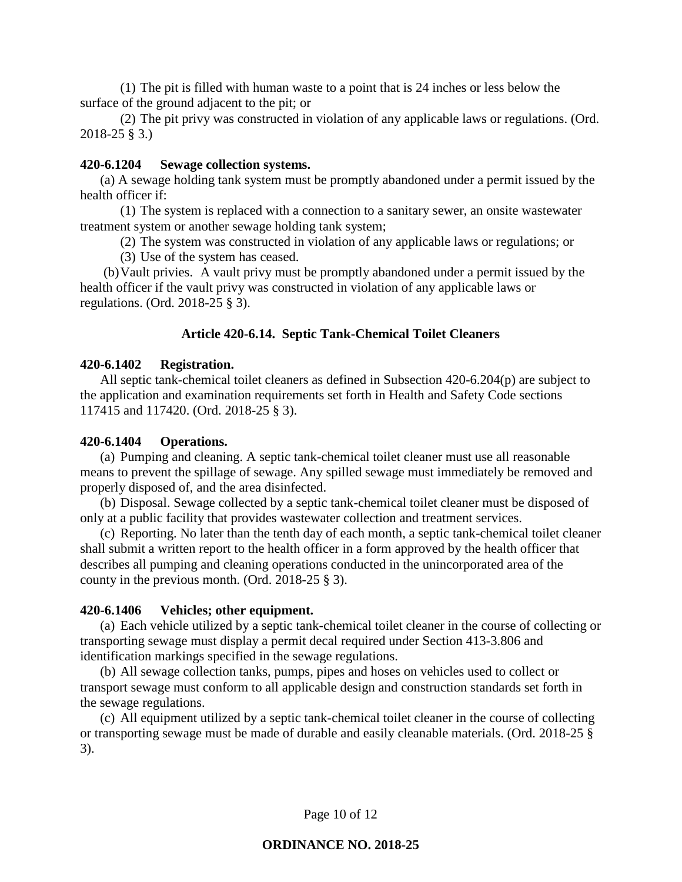(1) The pit is filled with human waste to a point that is 24 inches or less below the surface of the ground adjacent to the pit; or

(2) The pit privy was constructed in violation of any applicable laws or regulations. (Ord. 2018-25 § 3.)

**420-6.1204 Sewage collection systems.**

(a) A sewage holding tank system must be promptly abandoned under a permit issued by the health officer if:

(1) The system is replaced with a connection to a sanitary sewer, an onsite wastewater treatment system or another sewage holding tank system;

(2) The system was constructed in violation of any applicable laws or regulations; or

(3) Use of the system has ceased.

(b) Vault privies. A vault privy must be promptly abandoned under a permit issued by the health officer if the vault privy was constructed in violation of any applicable laws or regulations. (Ord. 2018-25 § 3).

## Article 420-6.14. Septic Tank-Chemical Toilet Cleaners

**420-6.1402 Registration.**

All septic tank-chemical toilet cleaners as defined in Subsection 420-6.204(p) are subject to the application and examination requirements set forth in Health and Safety Code sections 117415 and 117420. (Ord. 2018-25 § 3).

**420-6.1404 Operations.**

(a) Pumping and cleaning. A septic tank-chemical toilet cleaner must use all reasonable means to prevent the spillage of sewage. Any spilled sewage must immediately be removed and properly disposed of, and the area disinfected.

(b) Disposal. Sewage collected by a septic tank-chemical toilet cleaner must be disposed of only at a public facility that provides wastewater collection and treatment services.

(c) Reporting. No later than the tenth day of each month, a septic tank-chemical toilet cleaner shall submit a written report to the health officer in a form approved by the health officer that describes all pumping and cleaning operations conducted in the unincorporated area of the county in the previous month. (Ord. 2018-25 § 3).

**420-6.1406 Vehicles; other equipment.**

(a) Each vehicle utilized by a septic tank-chemical toilet cleaner in the course of collecting or transporting sewage must display a permit decal required under Section 413-3.806 and identification markings specified in the sewage regulations.

(b) All sewage collection tanks, pumps, pipes and hoses on vehicles used to collect or transport sewage must conform to all applicable design and construction standards set forth in the sewage regulations.

(c) All equipment utilized by a septic tank-chemical toilet cleaner in the course of collecting or transporting sewage must be made of durable and easily cleanable materials. (Ord. 2018-25 § 3).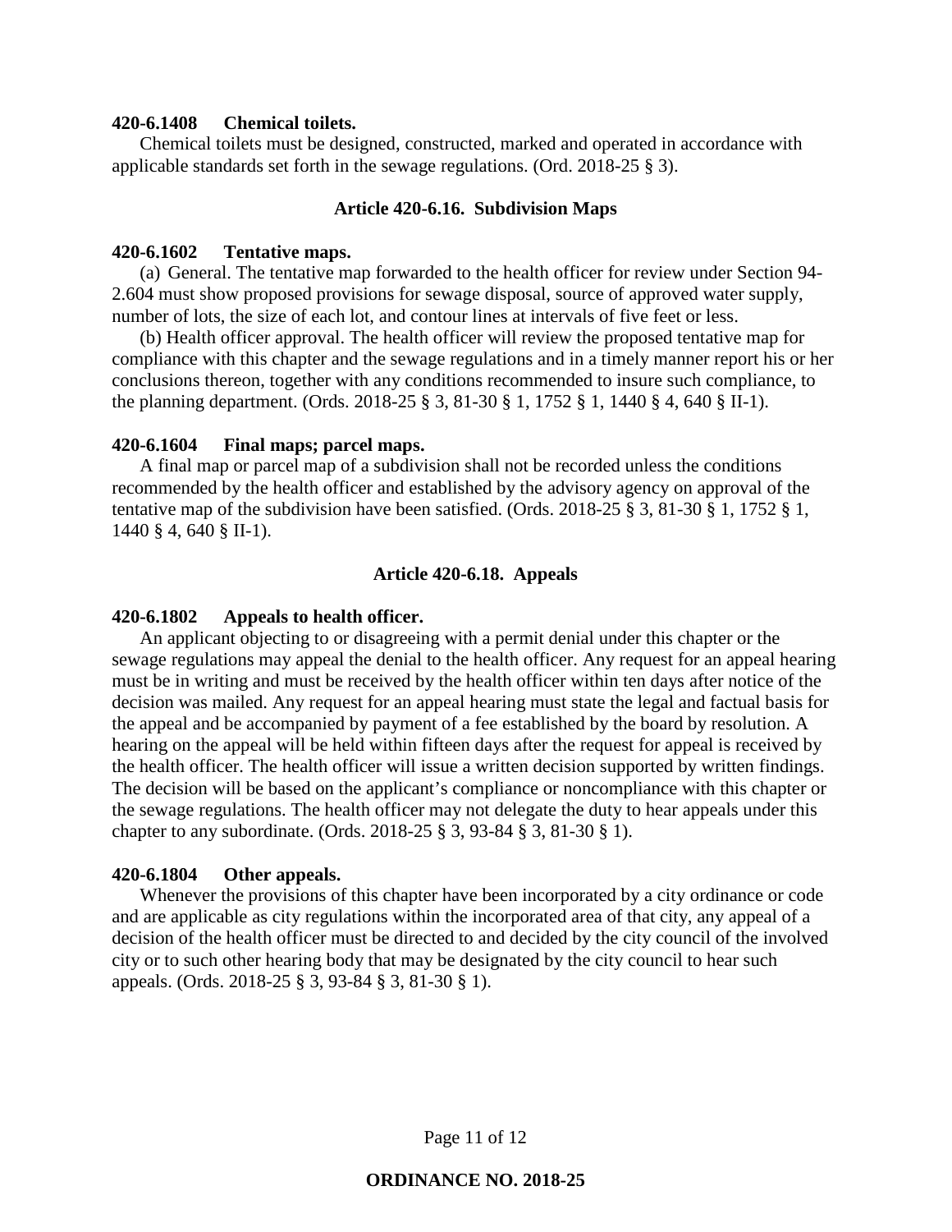**420-6.1408 Chemical toilets.**

Chemical toilets must be designed, constructed, marked and operated in accordance with applicable standards set forth in the sewage regulations. (Ord. 2018-25 § 3).

### Article 420-6.16. Subdivision Maps

**420-6.1602 Tentative maps.**

(a) General. The tentative map forwarded to the health officer for review under Section 94-2.604 must show proposed provisions for sewage disposal, source of approved water supply, number of lots, the size of each lot, and contour lines at intervals of five feet or less.

(b) Health officer approval. The health officer will review the proposed tentative map for compliance with this chapter and the sewage regulations and in a timely manner report his or her conclusions thereon, together with any conditions recommended to insure such compliance, to the planning department. (Ords. 2018-25 § 3, 81-30 § 1, 1752 § 1, 1440 § 4, 640 § II-1).

**420-6.1604 Final maps; parcel maps.**

A final map or parcel map of a subdivision shall not be recorded unless the conditions recommended by the health officer and established by the advisory agency on approval of the tentative map of the subdivision have been satisfied. (Ords. 2018-25 § 3, 81-30 § 1, 1752 § 1, 1440 § 4, 640 § II-1).

### Article 420-6.18. Appeals

**420-6.1802 Appeals to health officer.**

An applicant objecting to or disagreeing with a permit denial under this chapter or the sewage regulations may appeal the denial to the health officer. Any request for an appeal hearing must be in writing and must be received by the health officer within ten days after notice of the decision was mailed. Any request for an appeal hearing must state the legal and factual basis for the appeal and be accompanied by payment of a fee established by the board by resolution. A hearing on the appeal will be held within fifteen days after the request for appeal is received by the health officer. The health officer will issue a written decision supported by written findings. The decision will be based on the applicant's compliance or noncompliance with this chapter or the sewage regulations. The health officer may not delegate the duty to hear appeals under this chapter to any subordinate. (Ords. 2018-25 § 3, 93-84 § 3, 81-30 § 1).

**420-6.1804 Other appeals.**

Whenever the provisions of this chapter have been incorporated by a city ordinance or code and are applicable as city regulations within the incorporated area of that city, any appeal of a decision of the health officer must be directed to and decided by the city council of the involved city or to such other hearing body that may be designated by the city council to hear such appeals. (Ords. 2018-25 § 3, 93-84 § 3, 81-30 § 1).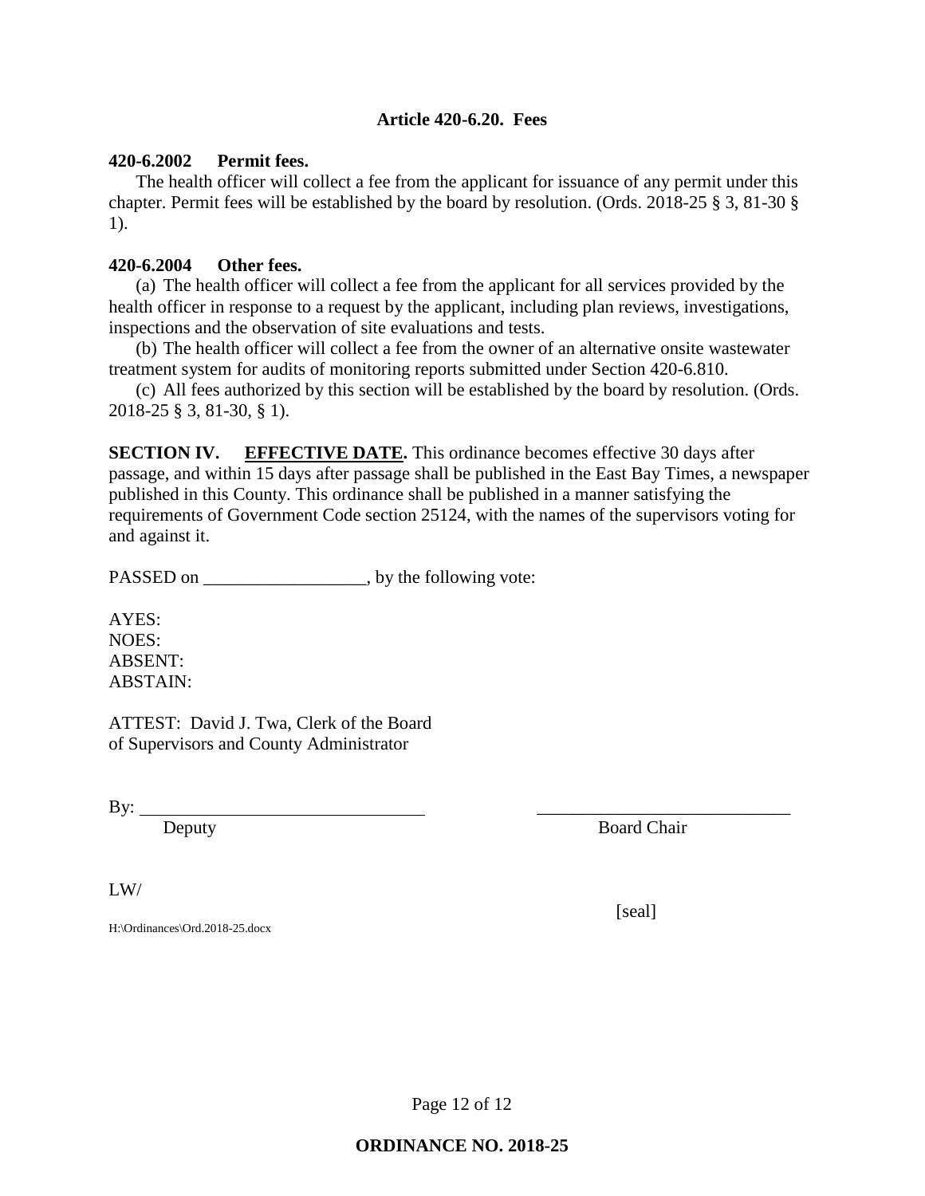### Article 420-6.20. Fees

**420-6.2002 Permit fees.**

The health officer will collect a fee from the applicant for issuance of any permit under this chapter. Permit fees will be established by the board by resolution. (Ords. 2018-25 § 3, 81-30 § 1).

**420-6.2004 Other fees.**

(a) The health officer will collect a fee from the applicant for all services provided by the health officer in response to a request by the applicant, including plan reviews, investigations, inspections and the observation of site evaluations and tests.

(b) The health officer will collect a fee from the owner of an alternative onsite wastewater treatment system for audits of monitoring reports submitted under Section 420-6.810.

(c) All fees authorized by this section will be established by the board by resolution. (Ords. 2018-25 § 3, 81-30, § 1).

**SECTION IV. EFFECTIVE DATE.** This ordinance becomes effective 30 days after passage, and within 15 days after passage shall be published in the East Bay Times, a newspaper published in this County. This ordinance shall be published in a manner satisfying the requirements of Government Code section 25124, with the names of the supervisors voting for and against it.

PASSED on __________________, by the following vote:

AYES:
NOES:
ABSENT:
ABSTAIN:

ATTEST: David J. Twa, Clerk of the Board
of Supervisors and County Administrator

By: ________________________________ ____________________________
Deputy Board Chair

LW/

[seal]

H:\Ordinances\Ord.2018-25.docx